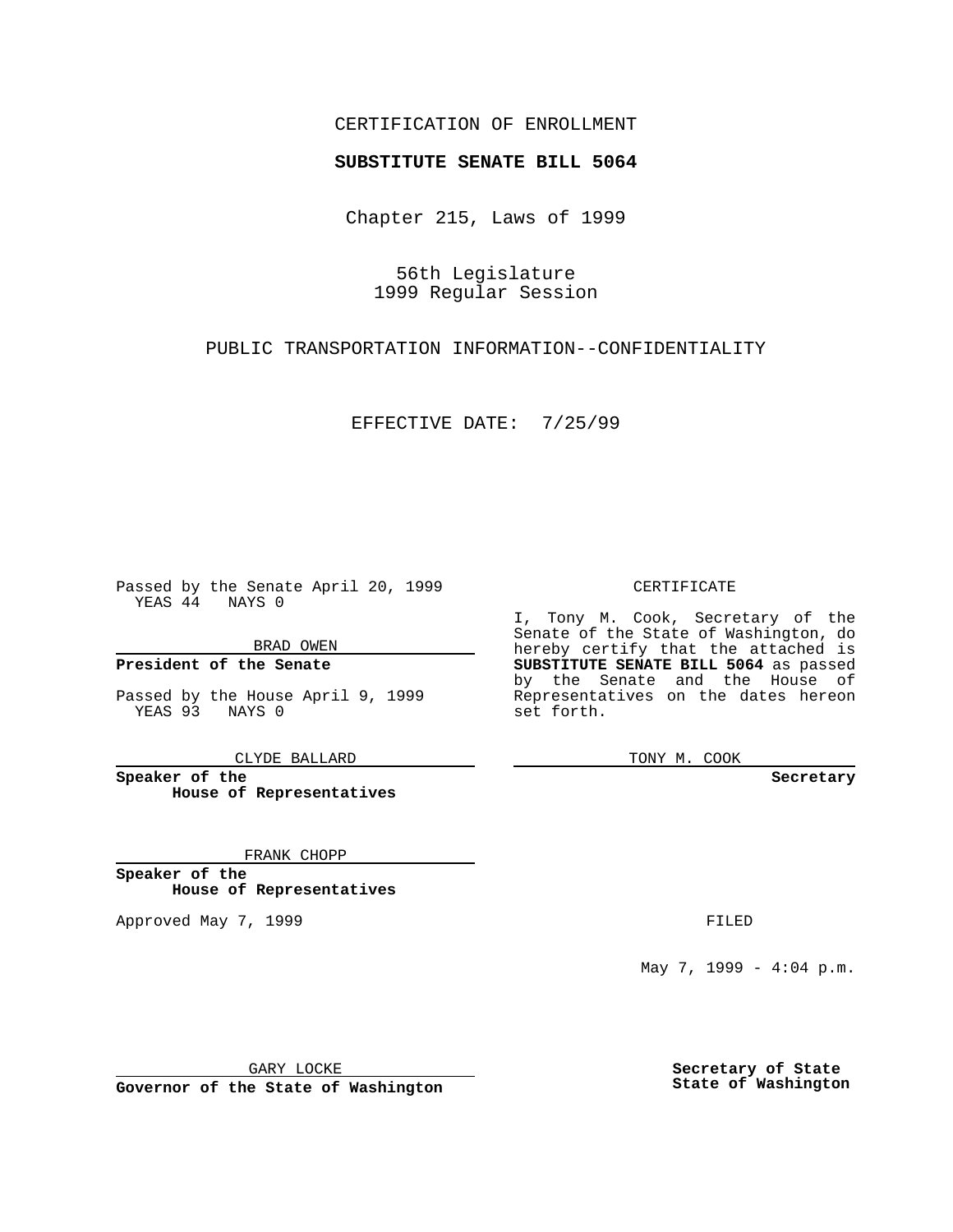CERTIFICATION OF ENROLLMENT

**SUBSTITUTE SENATE BILL 5064**

Chapter 215, Laws of 1999

56th Legislature
1999 Regular Session

PUBLIC TRANSPORTATION INFORMATION--CONFIDENTIALITY

EFFECTIVE DATE: 7/25/99

Passed by the Senate April 20, 1999
YEAS 44 NAYS 0

BRAD OWEN

**President of the Senate**

Passed by the House April 9, 1999
YEAS 93 NAYS 0

CLYDE BALLARD

**Speaker of the House of Representatives**

FRANK CHOPP

**Speaker of the House of Representatives**

Approved May 7, 1999

GARY LOCKE

**Governor of the State of Washington**

CERTIFICATE

I, Tony M. Cook, Secretary of the Senate of the State of Washington, do hereby certify that the attached is **SUBSTITUTE SENATE BILL 5064** as passed by the Senate and the House of Representatives on the dates hereon set forth.

TONY M. COOK

**Secretary**

FILED

May 7, 1999 - 4:04 p.m.

**Secretary of State**
**State of Washington**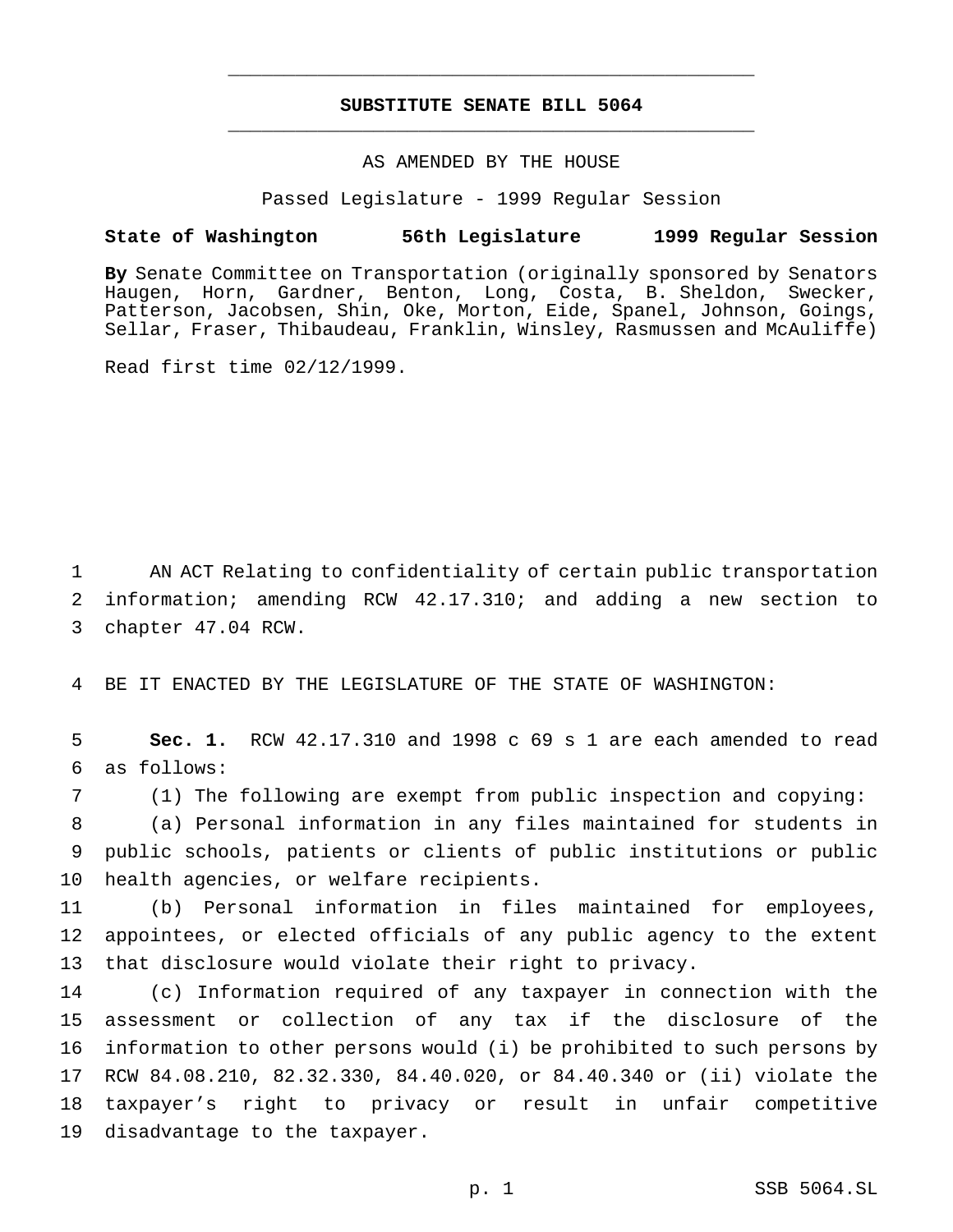# SUBSTITUTE SENATE BILL 5064

AS AMENDED BY THE HOUSE

Passed Legislature - 1999 Regular Session

**State of Washington 56th Legislature 1999 Regular Session**

**By** Senate Committee on Transportation (originally sponsored by Senators Haugen, Horn, Gardner, Benton, Long, Costa, B. Sheldon, Swecker, Patterson, Jacobsen, Shin, Oke, Morton, Eide, Spanel, Johnson, Goings, Sellar, Fraser, Thibaudeau, Franklin, Winsley, Rasmussen and McAuliffe)

Read first time 02/12/1999.

1 AN ACT Relating to confidentiality of certain public transportation
2 information; amending RCW 42.17.310; and adding a new section to
3 chapter 47.04 RCW.

4 BE IT ENACTED BY THE LEGISLATURE OF THE STATE OF WASHINGTON:

5 **Sec. 1.** RCW 42.17.310 and 1998 c 69 s 1 are each amended to read
6 as follows:

7 (1) The following are exempt from public inspection and copying:

8 (a) Personal information in any files maintained for students in
9 public schools, patients or clients of public institutions or public
10 health agencies, or welfare recipients.

11 (b) Personal information in files maintained for employees,
12 appointees, or elected officials of any public agency to the extent
13 that disclosure would violate their right to privacy.

14 (c) Information required of any taxpayer in connection with the
15 assessment or collection of any tax if the disclosure of the
16 information to other persons would (i) be prohibited to such persons by
17 RCW 84.08.210, 82.32.330, 84.40.020, or 84.40.340 or (ii) violate the
18 taxpayer's right to privacy or result in unfair competitive
19 disadvantage to the taxpayer.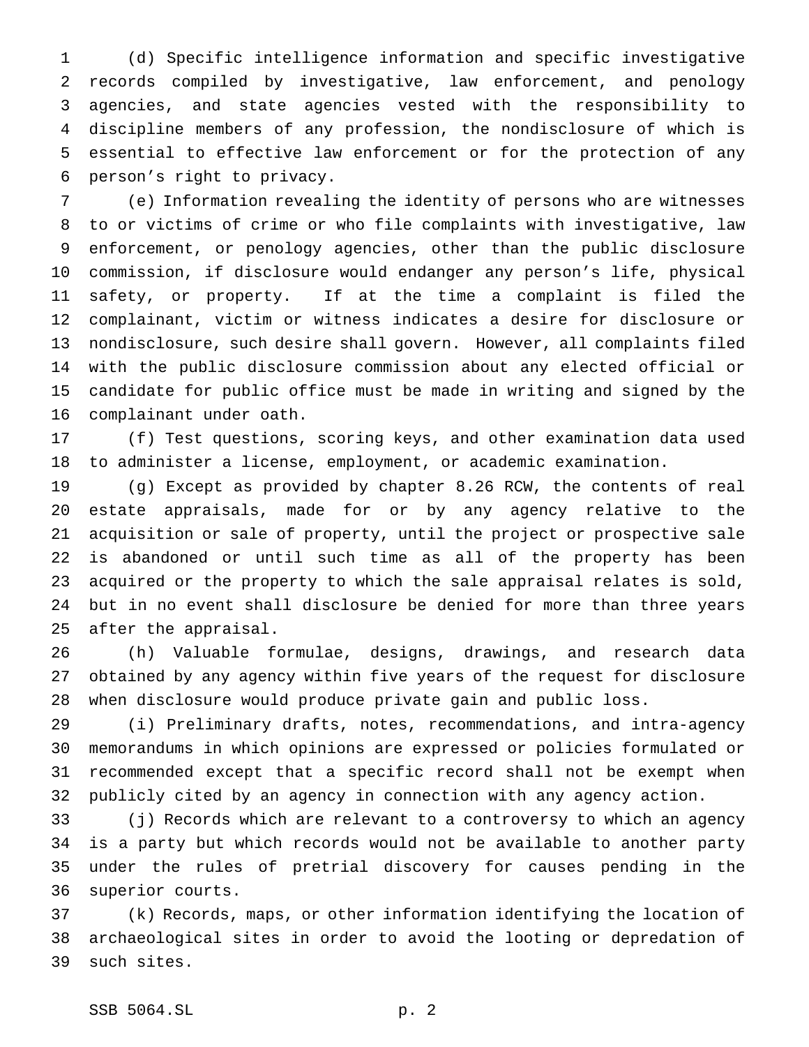(d) Specific intelligence information and specific investigative records compiled by investigative, law enforcement, and penology agencies, and state agencies vested with the responsibility to discipline members of any profession, the nondisclosure of which is essential to effective law enforcement or for the protection of any person's right to privacy.

(e) Information revealing the identity of persons who are witnesses to or victims of crime or who file complaints with investigative, law enforcement, or penology agencies, other than the public disclosure commission, if disclosure would endanger any person's life, physical safety, or property. If at the time a complaint is filed the complainant, victim or witness indicates a desire for disclosure or nondisclosure, such desire shall govern. However, all complaints filed with the public disclosure commission about any elected official or candidate for public office must be made in writing and signed by the complainant under oath.

(f) Test questions, scoring keys, and other examination data used to administer a license, employment, or academic examination.

(g) Except as provided by chapter 8.26 RCW, the contents of real estate appraisals, made for or by any agency relative to the acquisition or sale of property, until the project or prospective sale is abandoned or until such time as all of the property has been acquired or the property to which the sale appraisal relates is sold, but in no event shall disclosure be denied for more than three years after the appraisal.

(h) Valuable formulae, designs, drawings, and research data obtained by any agency within five years of the request for disclosure when disclosure would produce private gain and public loss.

(i) Preliminary drafts, notes, recommendations, and intra-agency memorandums in which opinions are expressed or policies formulated or recommended except that a specific record shall not be exempt when publicly cited by an agency in connection with any agency action.

(j) Records which are relevant to a controversy to which an agency is a party but which records would not be available to another party under the rules of pretrial discovery for causes pending in the superior courts.

(k) Records, maps, or other information identifying the location of archaeological sites in order to avoid the looting or depredation of such sites.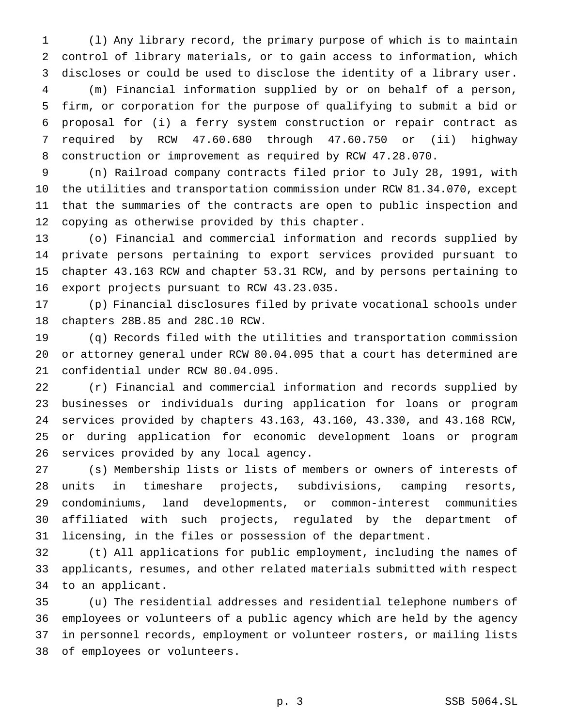(l) Any library record, the primary purpose of which is to maintain control of library materials, or to gain access to information, which discloses or could be used to disclose the identity of a library user.

(m) Financial information supplied by or on behalf of a person, firm, or corporation for the purpose of qualifying to submit a bid or proposal for (i) a ferry system construction or repair contract as required by RCW 47.60.680 through 47.60.750 or (ii) highway construction or improvement as required by RCW 47.28.070.

(n) Railroad company contracts filed prior to July 28, 1991, with the utilities and transportation commission under RCW 81.34.070, except that the summaries of the contracts are open to public inspection and copying as otherwise provided by this chapter.

(o) Financial and commercial information and records supplied by private persons pertaining to export services provided pursuant to chapter 43.163 RCW and chapter 53.31 RCW, and by persons pertaining to export projects pursuant to RCW 43.23.035.

(p) Financial disclosures filed by private vocational schools under chapters 28B.85 and 28C.10 RCW.

(q) Records filed with the utilities and transportation commission or attorney general under RCW 80.04.095 that a court has determined are confidential under RCW 80.04.095.

(r) Financial and commercial information and records supplied by businesses or individuals during application for loans or program services provided by chapters 43.163, 43.160, 43.330, and 43.168 RCW, or during application for economic development loans or program services provided by any local agency.

(s) Membership lists or lists of members or owners of interests of units in timeshare projects, subdivisions, camping resorts, condominiums, land developments, or common-interest communities affiliated with such projects, regulated by the department of licensing, in the files or possession of the department.

(t) All applications for public employment, including the names of applicants, resumes, and other related materials submitted with respect to an applicant.

(u) The residential addresses and residential telephone numbers of employees or volunteers of a public agency which are held by the agency in personnel records, employment or volunteer rosters, or mailing lists of employees or volunteers.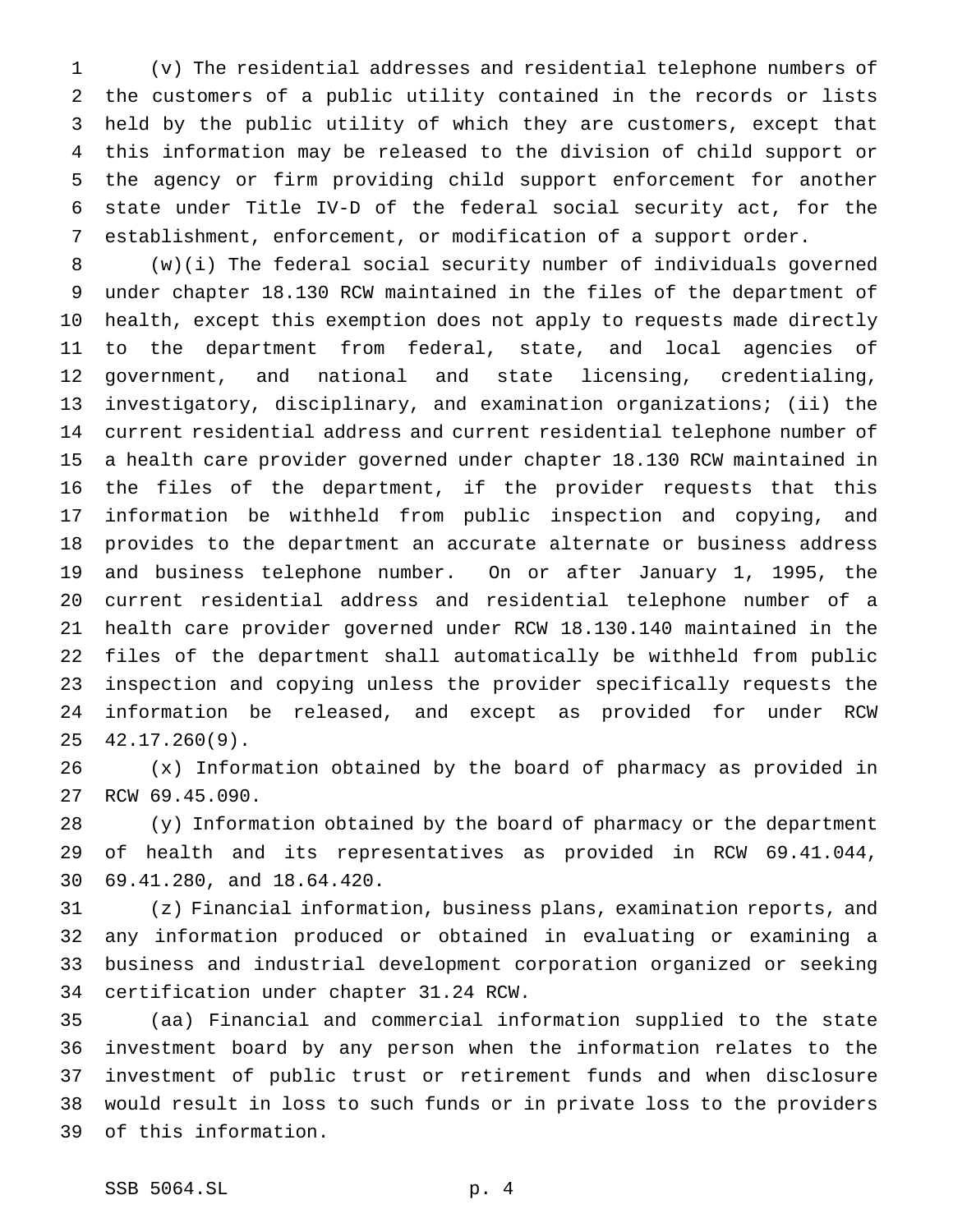(v) The residential addresses and residential telephone numbers of the customers of a public utility contained in the records or lists held by the public utility of which they are customers, except that this information may be released to the division of child support or the agency or firm providing child support enforcement for another state under Title IV-D of the federal social security act, for the establishment, enforcement, or modification of a support order.

(w)(i) The federal social security number of individuals governed under chapter 18.130 RCW maintained in the files of the department of health, except this exemption does not apply to requests made directly to the department from federal, state, and local agencies of government, and national and state licensing, credentialing, investigatory, disciplinary, and examination organizations; (ii) the current residential address and current residential telephone number of a health care provider governed under chapter 18.130 RCW maintained in the files of the department, if the provider requests that this information be withheld from public inspection and copying, and provides to the department an accurate alternate or business address and business telephone number. On or after January 1, 1995, the current residential address and residential telephone number of a health care provider governed under RCW 18.130.140 maintained in the files of the department shall automatically be withheld from public inspection and copying unless the provider specifically requests the information be released, and except as provided for under RCW 42.17.260(9).

(x) Information obtained by the board of pharmacy as provided in RCW 69.45.090.

(y) Information obtained by the board of pharmacy or the department of health and its representatives as provided in RCW 69.41.044, 69.41.280, and 18.64.420.

(z) Financial information, business plans, examination reports, and any information produced or obtained in evaluating or examining a business and industrial development corporation organized or seeking certification under chapter 31.24 RCW.

(aa) Financial and commercial information supplied to the state investment board by any person when the information relates to the investment of public trust or retirement funds and when disclosure would result in loss to such funds or in private loss to the providers of this information.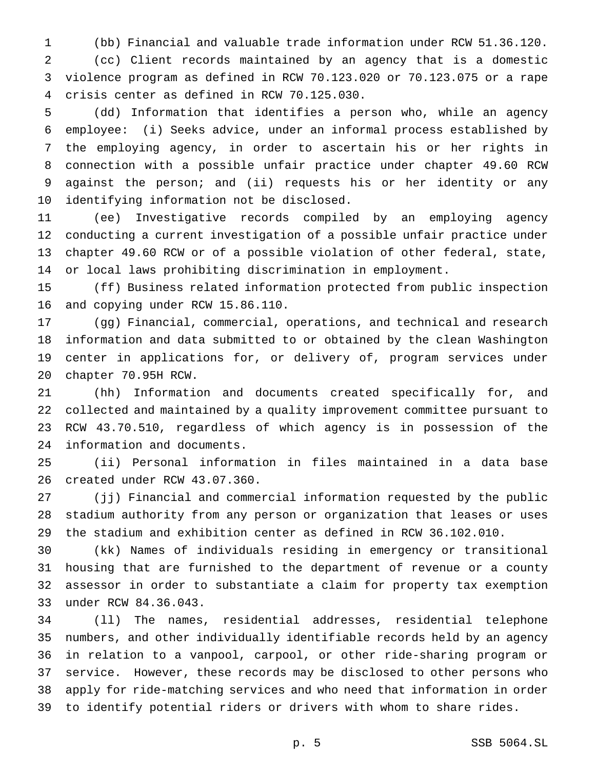(bb) Financial and valuable trade information under RCW 51.36.120.

(cc) Client records maintained by an agency that is a domestic violence program as defined in RCW 70.123.020 or 70.123.075 or a rape crisis center as defined in RCW 70.125.030.

(dd) Information that identifies a person who, while an agency employee: (i) Seeks advice, under an informal process established by the employing agency, in order to ascertain his or her rights in connection with a possible unfair practice under chapter 49.60 RCW against the person; and (ii) requests his or her identity or any identifying information not be disclosed.

(ee) Investigative records compiled by an employing agency conducting a current investigation of a possible unfair practice under chapter 49.60 RCW or of a possible violation of other federal, state, or local laws prohibiting discrimination in employment.

(ff) Business related information protected from public inspection and copying under RCW 15.86.110.

(gg) Financial, commercial, operations, and technical and research information and data submitted to or obtained by the clean Washington center in applications for, or delivery of, program services under chapter 70.95H RCW.

(hh) Information and documents created specifically for, and collected and maintained by a quality improvement committee pursuant to RCW 43.70.510, regardless of which agency is in possession of the information and documents.

(ii) Personal information in files maintained in a data base created under RCW 43.07.360.

(jj) Financial and commercial information requested by the public stadium authority from any person or organization that leases or uses the stadium and exhibition center as defined in RCW 36.102.010.

(kk) Names of individuals residing in emergency or transitional housing that are furnished to the department of revenue or a county assessor in order to substantiate a claim for property tax exemption under RCW 84.36.043.

(ll) The names, residential addresses, residential telephone numbers, and other individually identifiable records held by an agency in relation to a vanpool, carpool, or other ride-sharing program or service. However, these records may be disclosed to other persons who apply for ride-matching services and who need that information in order to identify potential riders or drivers with whom to share rides.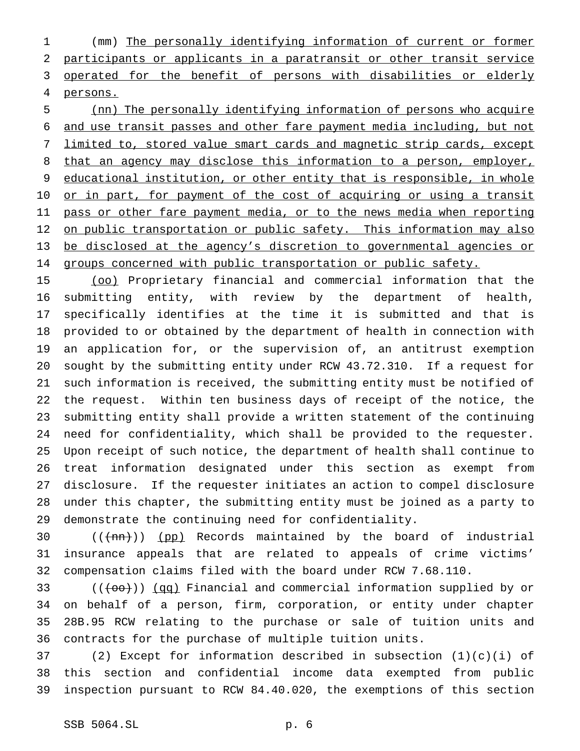(mm) The personally identifying information of current or former participants or applicants in a paratransit or other transit service operated for the benefit of persons with disabilities or elderly persons.

(nn) The personally identifying information of persons who acquire and use transit passes and other fare payment media including, but not limited to, stored value smart cards and magnetic strip cards, except that an agency may disclose this information to a person, employer, educational institution, or other entity that is responsible, in whole or in part, for payment of the cost of acquiring or using a transit pass or other fare payment media, or to the news media when reporting on public transportation or public safety. This information may also be disclosed at the agency's discretion to governmental agencies or groups concerned with public transportation or public safety.

(oo) Proprietary financial and commercial information that the submitting entity, with review by the department of health, specifically identifies at the time it is submitted and that is provided to or obtained by the department of health in connection with an application for, or the supervision of, an antitrust exemption sought by the submitting entity under RCW 43.72.310. If a request for such information is received, the submitting entity must be notified of the request. Within ten business days of receipt of the notice, the submitting entity shall provide a written statement of the continuing need for confidentiality, which shall be provided to the requester. Upon receipt of such notice, the department of health shall continue to treat information designated under this section as exempt from disclosure. If the requester initiates an action to compel disclosure under this chapter, the submitting entity must be joined as a party to demonstrate the continuing need for confidentiality.

(((nn))) (pp) Records maintained by the board of industrial insurance appeals that are related to appeals of crime victims' compensation claims filed with the board under RCW 7.68.110.

(((oo))) (qq) Financial and commercial information supplied by or on behalf of a person, firm, corporation, or entity under chapter 28B.95 RCW relating to the purchase or sale of tuition units and contracts for the purchase of multiple tuition units.

(2) Except for information described in subsection (1)(c)(i) of this section and confidential income data exempted from public inspection pursuant to RCW 84.40.020, the exemptions of this section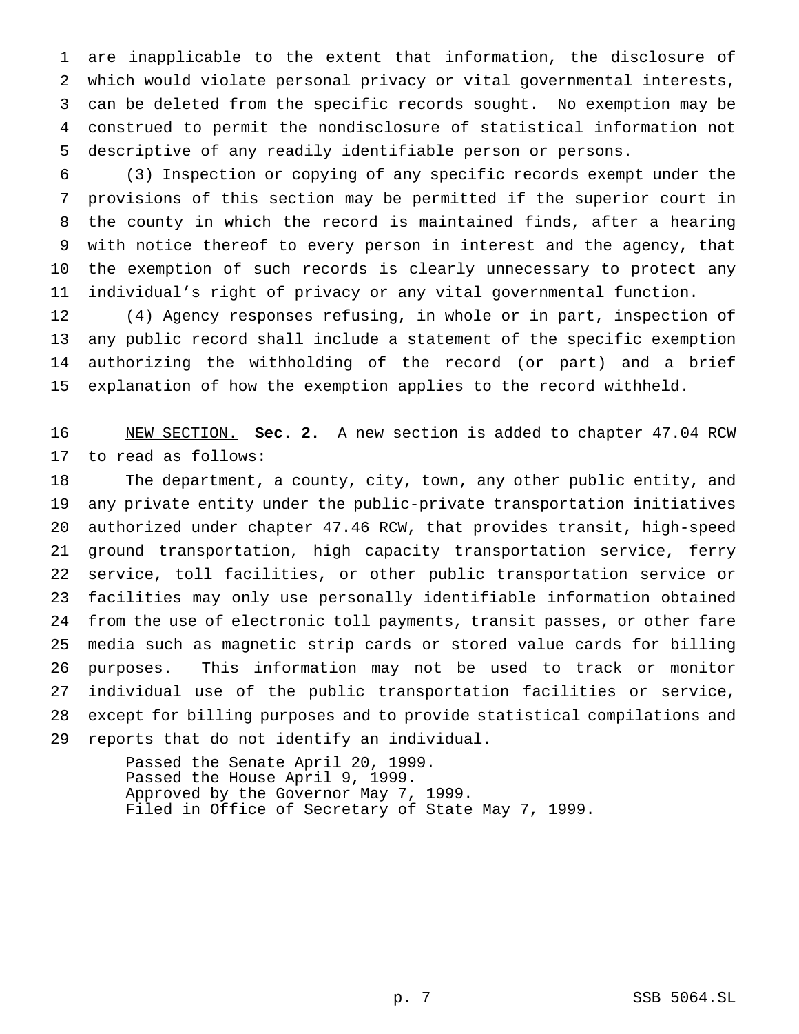are inapplicable to the extent that information, the disclosure of which would violate personal privacy or vital governmental interests, can be deleted from the specific records sought. No exemption may be construed to permit the nondisclosure of statistical information not descriptive of any readily identifiable person or persons.

(3) Inspection or copying of any specific records exempt under the provisions of this section may be permitted if the superior court in the county in which the record is maintained finds, after a hearing with notice thereof to every person in interest and the agency, that the exemption of such records is clearly unnecessary to protect any individual's right of privacy or any vital governmental function.

(4) Agency responses refusing, in whole or in part, inspection of any public record shall include a statement of the specific exemption authorizing the withholding of the record (or part) and a brief explanation of how the exemption applies to the record withheld.

NEW SECTION. **Sec. 2.** A new section is added to chapter 47.04 RCW to read as follows:

The department, a county, city, town, any other public entity, and any private entity under the public-private transportation initiatives authorized under chapter 47.46 RCW, that provides transit, high-speed ground transportation, high capacity transportation service, ferry service, toll facilities, or other public transportation service or facilities may only use personally identifiable information obtained from the use of electronic toll payments, transit passes, or other fare media such as magnetic strip cards or stored value cards for billing purposes. This information may not be used to track or monitor individual use of the public transportation facilities or service, except for billing purposes and to provide statistical compilations and reports that do not identify an individual.

Passed the Senate April 20, 1999.
Passed the House April 9, 1999.
Approved by the Governor May 7, 1999.
Filed in Office of Secretary of State May 7, 1999.